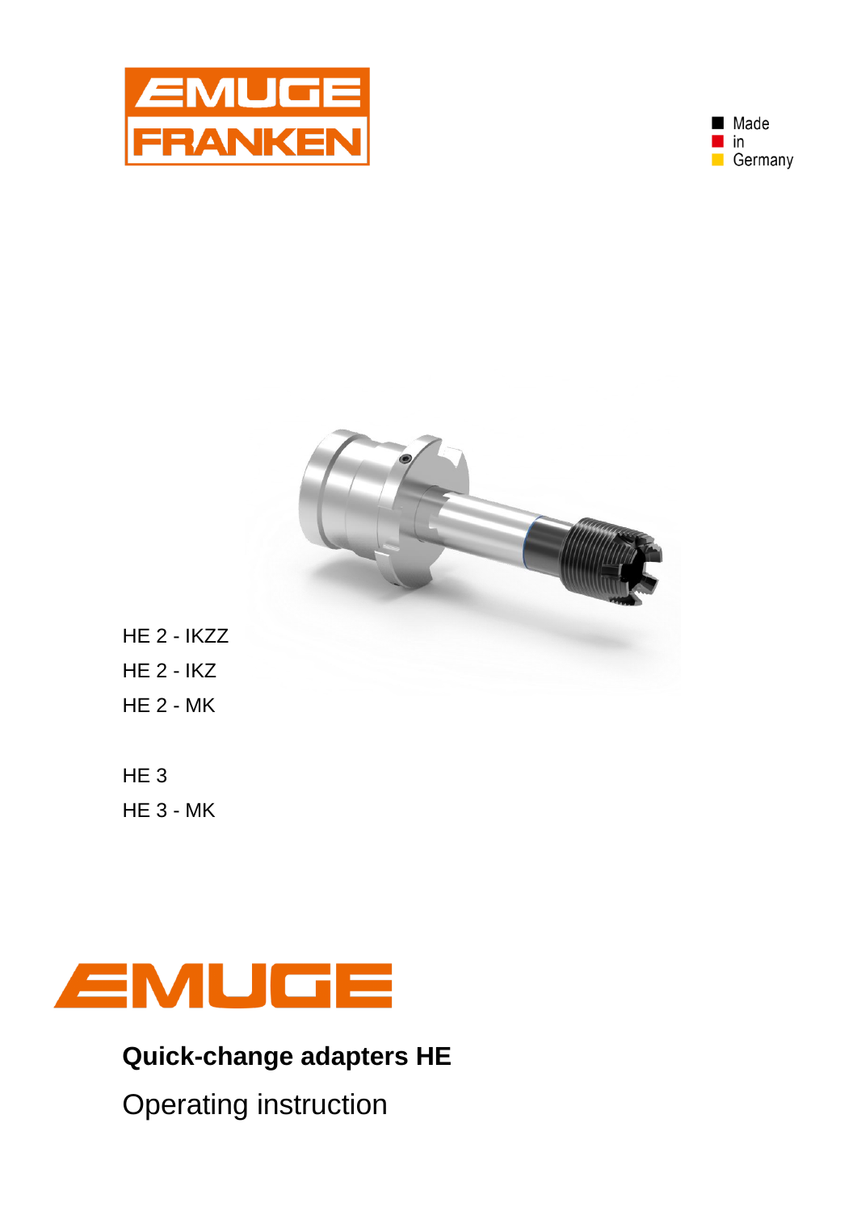EMUGE FRANKEN

Made in Germany

HE 2 - IKZZ

HE 2 - IKZ

HE 2 - MK

HE 3

HE 3 - MK

EMUGE

# Quick-change adapters HE

Operating instruction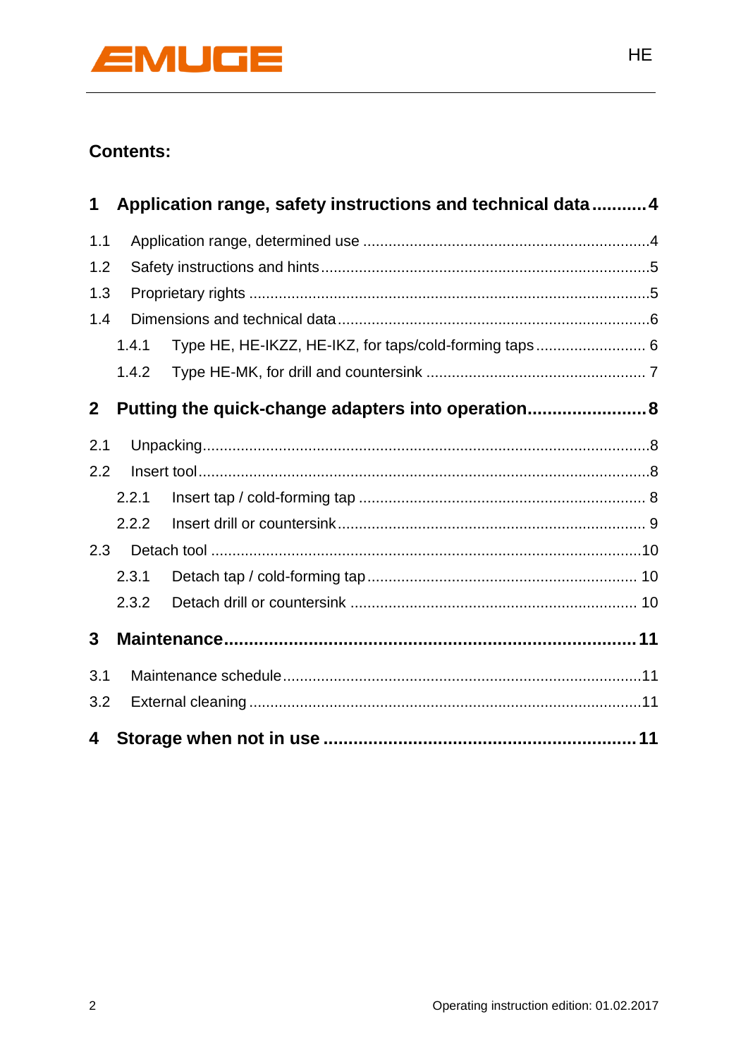## Contents:

**1 Application range, safety instructions and technical data ........... 4**

1.1 Application range, determined use ..................................................................4

1.2 Safety instructions and hints ............................................................................5

1.3 Proprietary rights .............................................................................................5

1.4 Dimensions and technical data ........................................................................6

1.4.1 Type HE, HE-IKZZ, HE-IKZ, for taps/cold-forming taps ......................... 6

1.4.2 Type HE-MK, for drill and countersink .................................................. 7

**2 Putting the quick-change adapters into operation........................ 8**

2.1 Unpacking.......................................................................................................8

2.2 Insert tool........................................................................................................8

2.2.1 Insert tap / cold-forming tap .................................................................. 8

2.2.2 Insert drill or countersink....................................................................... 9

2.3 Detach tool ....................................................................................................10

2.3.1 Detach tap / cold-forming tap .............................................................. 10

2.3.2 Detach drill or countersink .................................................................. 10

**3 Maintenance................................................................................. 11**

3.1 Maintenance schedule...................................................................................11

3.2 External cleaning ..........................................................................................11

**4 Storage when not in use ............................................................. 11**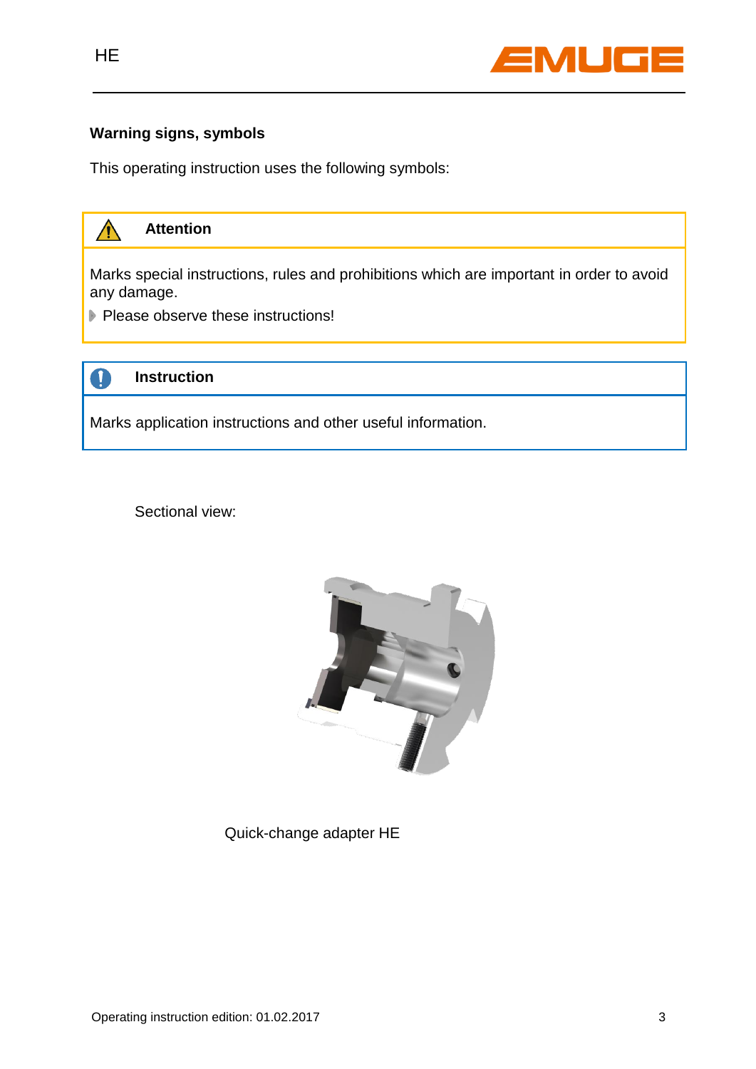**Warning signs, symbols**

This operating instruction uses the following symbols:

| ⚠ **Attention** |
|---|
| Marks special instructions, rules and prohibitions which are important in order to avoid any damage.<br>▸ Please observe these instructions! |

| ❗ **Instruction** |
|---|
| Marks application instructions and other useful information. |

Sectional view:

Quick-change adapter HE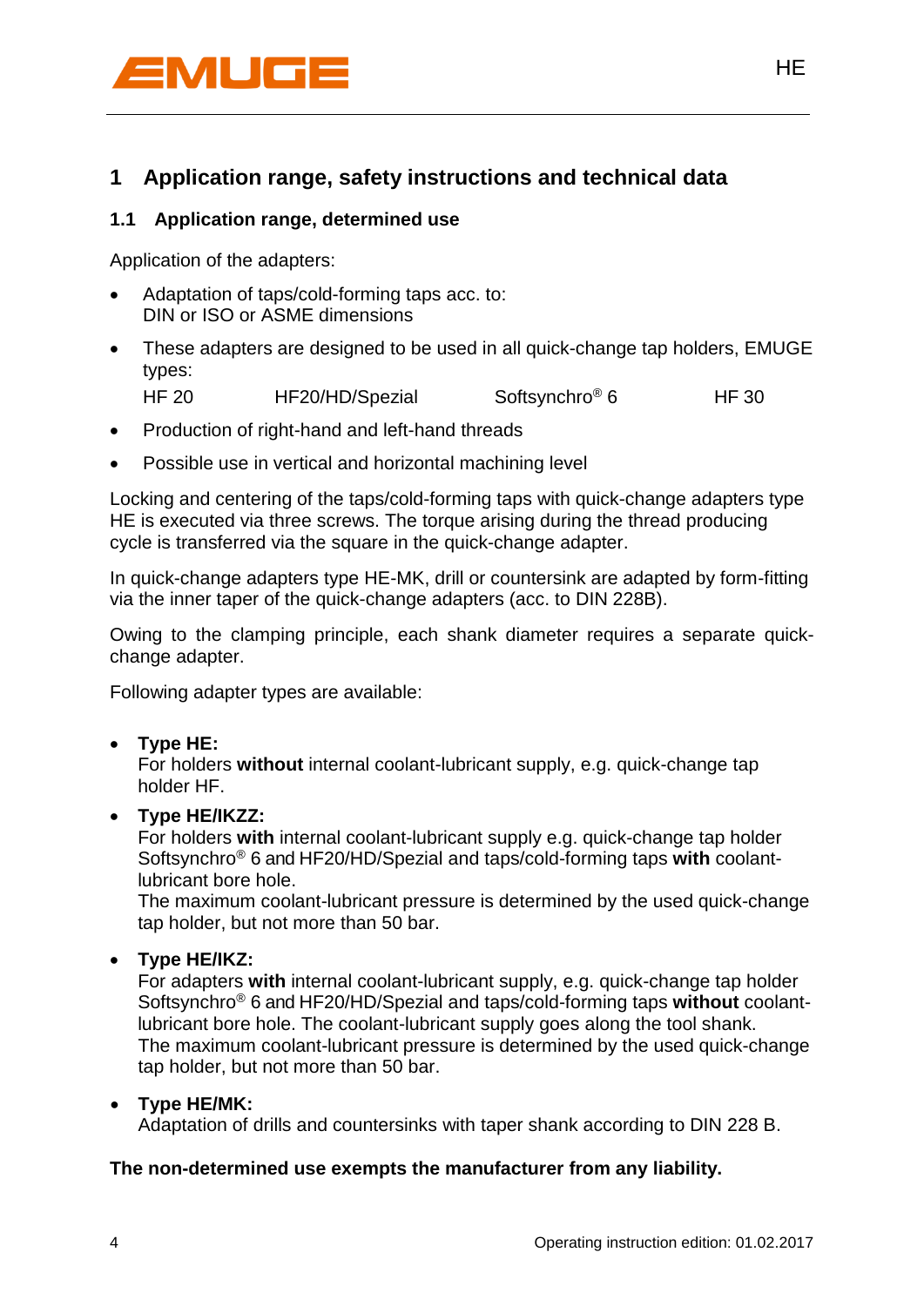# 1 Application range, safety instructions and technical data

## 1.1 Application range, determined use

Application of the adapters:

- Adaptation of taps/cold-forming taps acc. to:
  DIN or ISO or ASME dimensions
- These adapters are designed to be used in all quick-change tap holders, EMUGE types:
  HF 20 HF20/HD/Spezial Softsynchro® 6 HF 30
- Production of right-hand and left-hand threads
- Possible use in vertical and horizontal machining level

Locking and centering of the taps/cold-forming taps with quick-change adapters type HE is executed via three screws. The torque arising during the thread producing cycle is transferred via the square in the quick-change adapter.

In quick-change adapters type HE-MK, drill or countersink are adapted by form-fitting via the inner taper of the quick-change adapters (acc. to DIN 228B).

Owing to the clamping principle, each shank diameter requires a separate quick-change adapter.

Following adapter types are available:

- **Type HE:**
  For holders **without** internal coolant-lubricant supply, e.g. quick-change tap holder HF.
- **Type HE/IKZZ:**
  For holders **with** internal coolant-lubricant supply e.g. quick-change tap holder Softsynchro® 6 and HF20/HD/Spezial and taps/cold-forming taps **with** coolant-lubricant bore hole.
  The maximum coolant-lubricant pressure is determined by the used quick-change tap holder, but not more than 50 bar.
- **Type HE/IKZ:**
  For adapters **with** internal coolant-lubricant supply, e.g. quick-change tap holder Softsynchro® 6 and HF20/HD/Spezial and taps/cold-forming taps **without** coolant-lubricant bore hole. The coolant-lubricant supply goes along the tool shank.
  The maximum coolant-lubricant pressure is determined by the used quick-change tap holder, but not more than 50 bar.
- **Type HE/MK:**
  Adaptation of drills and countersinks with taper shank according to DIN 228 B.

**The non-determined use exempts the manufacturer from any liability.**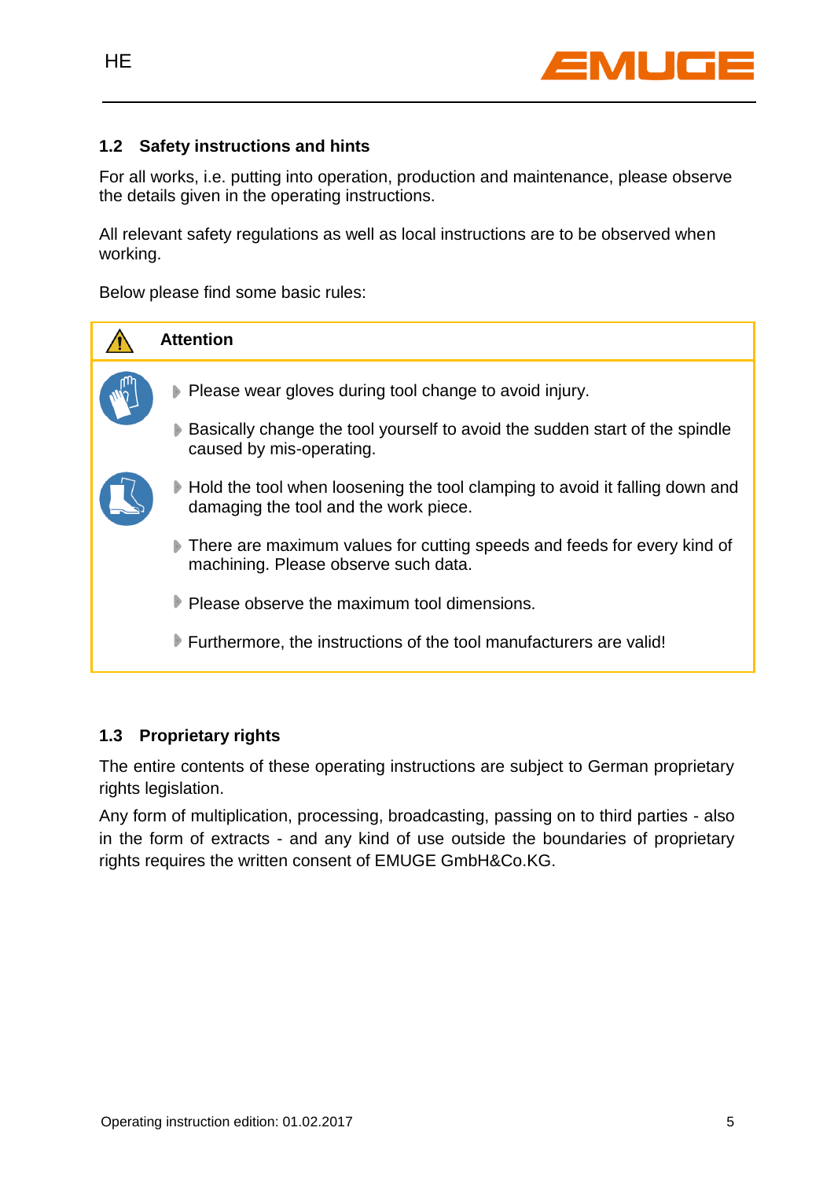## 1.2 Safety instructions and hints

For all works, i.e. putting into operation, production and maintenance, please observe the details given in the operating instructions.

All relevant safety regulations as well as local instructions are to be observed when working.

Below please find some basic rules:

**Attention**

- Please wear gloves during tool change to avoid injury.
- Basically change the tool yourself to avoid the sudden start of the spindle caused by mis-operating.
- Hold the tool when loosening the tool clamping to avoid it falling down and damaging the tool and the work piece.
- There are maximum values for cutting speeds and feeds for every kind of machining. Please observe such data.
- Please observe the maximum tool dimensions.
- Furthermore, the instructions of the tool manufacturers are valid!

## 1.3 Proprietary rights

The entire contents of these operating instructions are subject to German proprietary rights legislation.

Any form of multiplication, processing, broadcasting, passing on to third parties - also in the form of extracts - and any kind of use outside the boundaries of proprietary rights requires the written consent of EMUGE GmbH&Co.KG.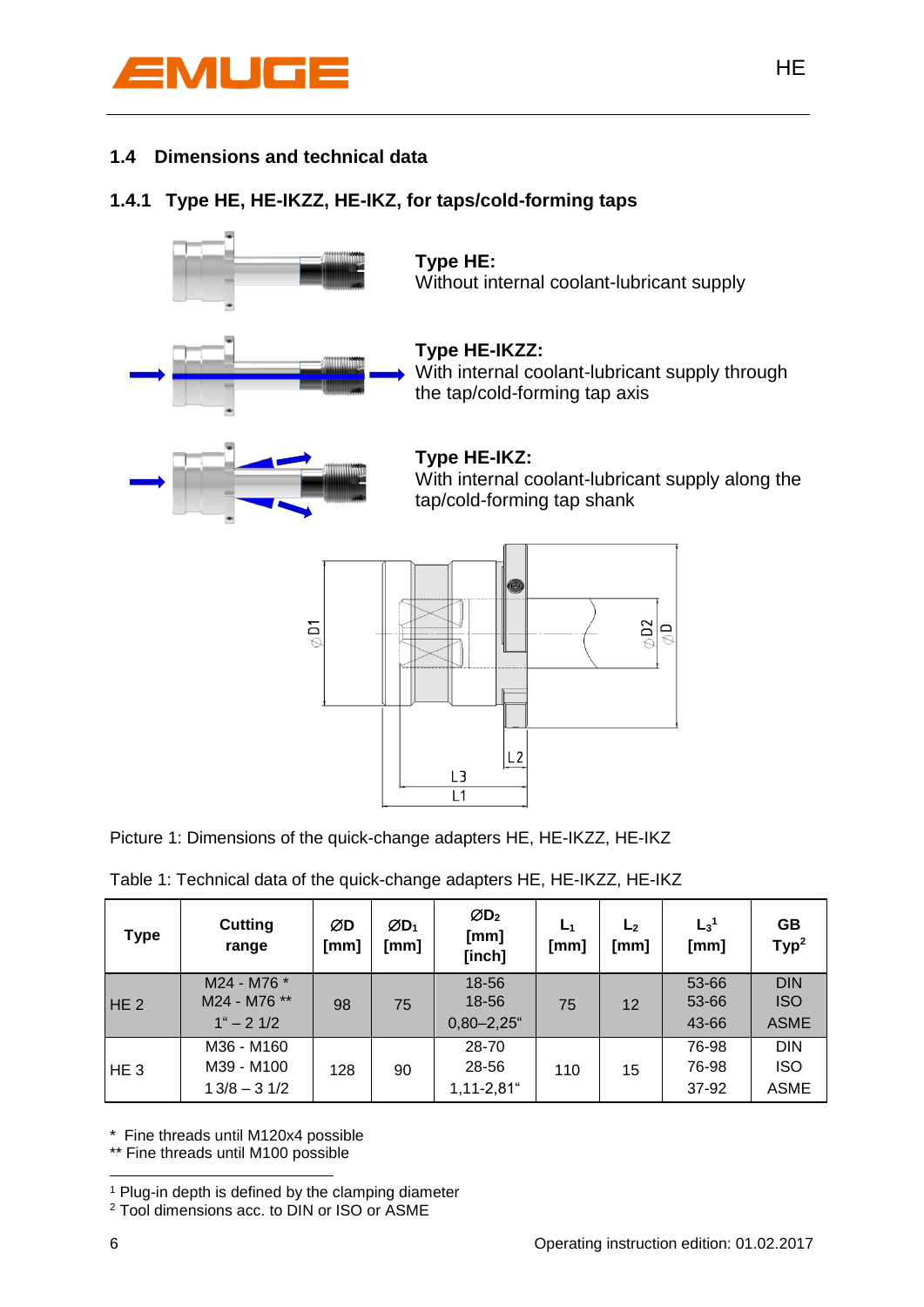## 1.4 Dimensions and technical data

### 1.4.1 Type HE, HE-IKZZ, HE-IKZ, for taps/cold-forming taps

**Type HE:**
Without internal coolant-lubricant supply

**Type HE-IKZZ:**
With internal coolant-lubricant supply through the tap/cold-forming tap axis

**Type HE-IKZ:**
With internal coolant-lubricant supply along the tap/cold-forming tap shank

Picture 1: Dimensions of the quick-change adapters HE, HE-IKZZ, HE-IKZ

Table 1: Technical data of the quick-change adapters HE, HE-IKZZ, HE-IKZ

| Type | Cutting range | ØD [mm] | ØD₁ [mm] | ØD₂ [mm] [inch] | L₁ [mm] | L₂ [mm] | L₃[1] [mm] | GB Typ[2] |
|---|---|---|---|---|---|---|---|---|
| HE 2 | M24 - M76 *<br>M24 - M76 **<br>1" – 2 1/2 | 98 | 75 | 18-56<br>18-56<br>0,80–2,25" | 75 | 12 | 53-66<br>53-66<br>43-66 | DIN<br>ISO<br>ASME |
| HE 3 | M36 - M160<br>M39 - M100<br>1 3/8 – 3 1/2 | 128 | 90 | 28-70<br>28-56<br>1,11-2,81" | 110 | 15 | 76-98<br>76-98<br>37-92 | DIN<br>ISO<br>ASME |

\* Fine threads until M120x4 possible
\*\* Fine threads until M100 possible

[1] Plug-in depth is defined by the clamping diameter
[2] Tool dimensions acc. to DIN or ISO or ASME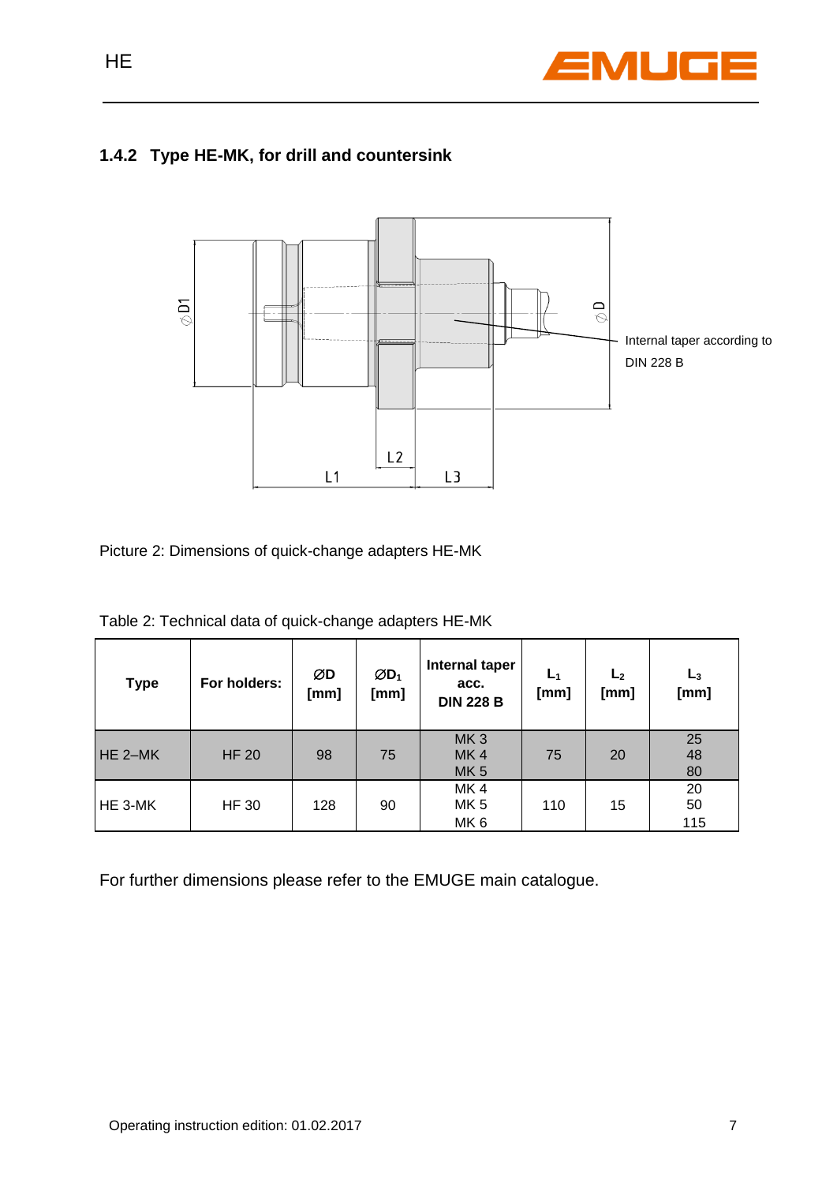### 1.4.2 Type HE-MK, for drill and countersink

Internal taper according to DIN 228 B

Picture 2: Dimensions of quick-change adapters HE-MK

Table 2: Technical data of quick-change adapters HE-MK

| Type | For holders: | ØD [mm] | Ø$D_1$ [mm] | Internal taper acc. DIN 228 B | $L_1$ [mm] | $L_2$ [mm] | $L_3$ [mm] |
|---|---|---|---|---|---|---|---|
| HE 2–MK | HF 20 | 98 | 75 | MK 3<br>MK 4<br>MK 5 | 75 | 20 | 25<br>48<br>80 |
| HE 3-MK | HF 30 | 128 | 90 | MK 4<br>MK 5<br>MK 6 | 110 | 15 | 20<br>50<br>115 |

For further dimensions please refer to the EMUGE main catalogue.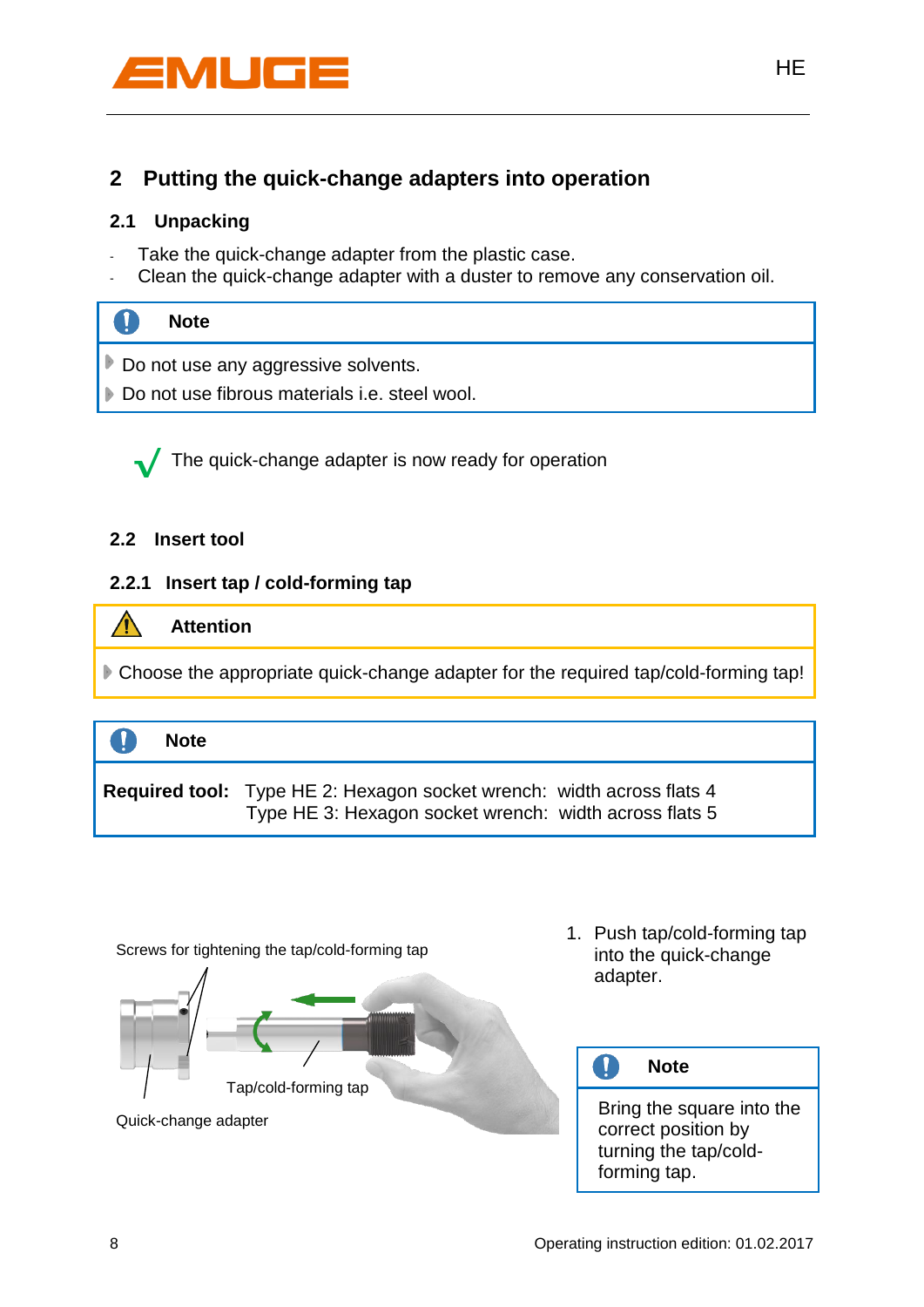## 2 Putting the quick-change adapters into operation

### 2.1 Unpacking

- Take the quick-change adapter from the plastic case.
- Clean the quick-change adapter with a duster to remove any conservation oil.

**Note**

- Do not use any aggressive solvents.
- Do not use fibrous materials i.e. steel wool.

√ The quick-change adapter is now ready for operation

### 2.2 Insert tool

#### 2.2.1 Insert tap / cold-forming tap

**Attention**

- Choose the appropriate quick-change adapter for the required tap/cold-forming tap!

**Note**

**Required tool:** Type HE 2: Hexagon socket wrench: width across flats 4
Type HE 3: Hexagon socket wrench: width across flats 5

Screws for tightening the tap/cold-forming tap

Tap/cold-forming tap

Quick-change adapter

1. Push tap/cold-forming tap into the quick-change adapter.

**Note**

Bring the square into the correct position by turning the tap/cold-forming tap.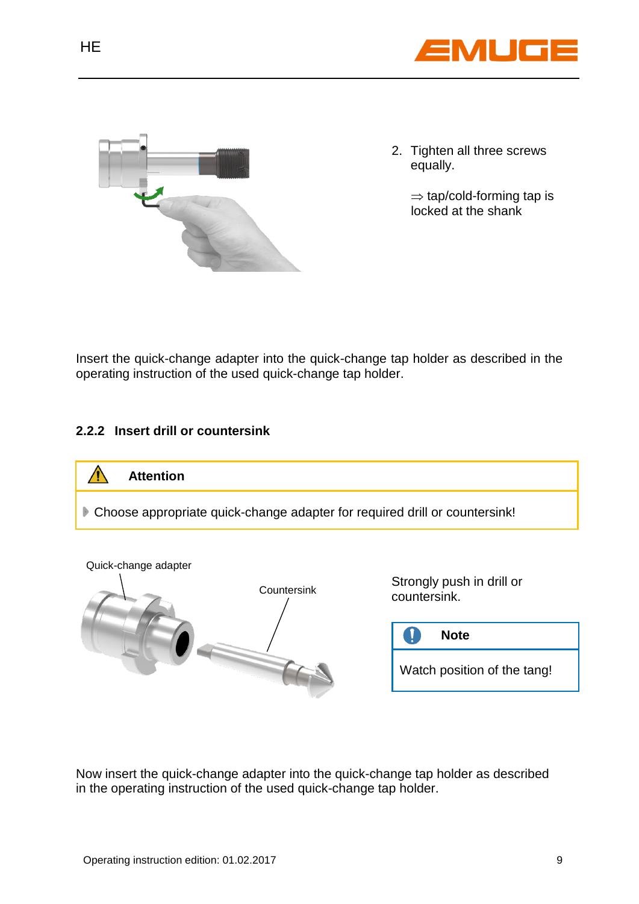2. Tighten all three screws equally.

   ⇒ tap/cold-forming tap is locked at the shank

Insert the quick-change adapter into the quick-change tap holder as described in the operating instruction of the used quick-change tap holder.

### 2.2.2 Insert drill or countersink

**Attention**

- Choose appropriate quick-change adapter for required drill or countersink!

Quick-change adapter

Countersink

Strongly push in drill or countersink.

**Note**

Watch position of the tang!

Now insert the quick-change adapter into the quick-change tap holder as described in the operating instruction of the used quick-change tap holder.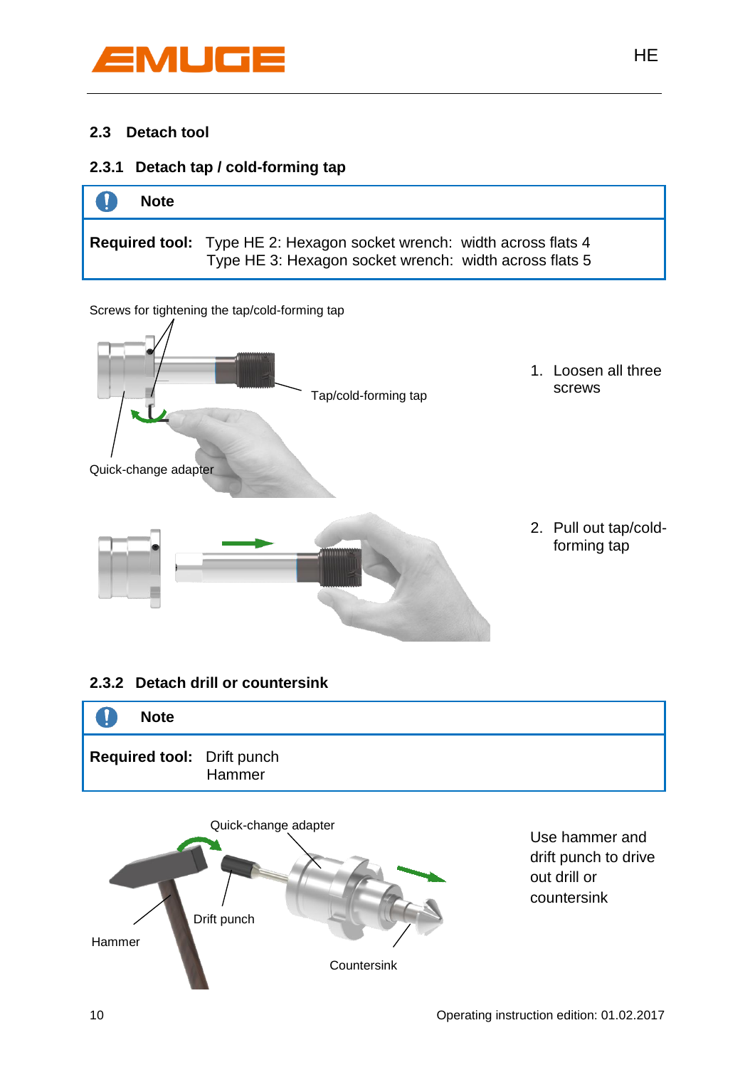## 2.3 Detach tool

### 2.3.1 Detach tap / cold-forming tap

| Note | |
|---|---|
| **Required tool:** | Type HE 2: Hexagon socket wrench: width across flats 4<br>Type HE 3: Hexagon socket wrench: width across flats 5 |

Screws for tightening the tap/cold-forming tap

Tap/cold-forming tap

Quick-change adapter

1. Loosen all three screws

2. Pull out tap/cold-forming tap

### 2.3.2 Detach drill or countersink

| Note | |
|---|---|
| **Required tool:** | Drift punch<br>Hammer |

Quick-change adapter

Drift punch

Hammer

Countersink

Use hammer and drift punch to drive out drill or countersink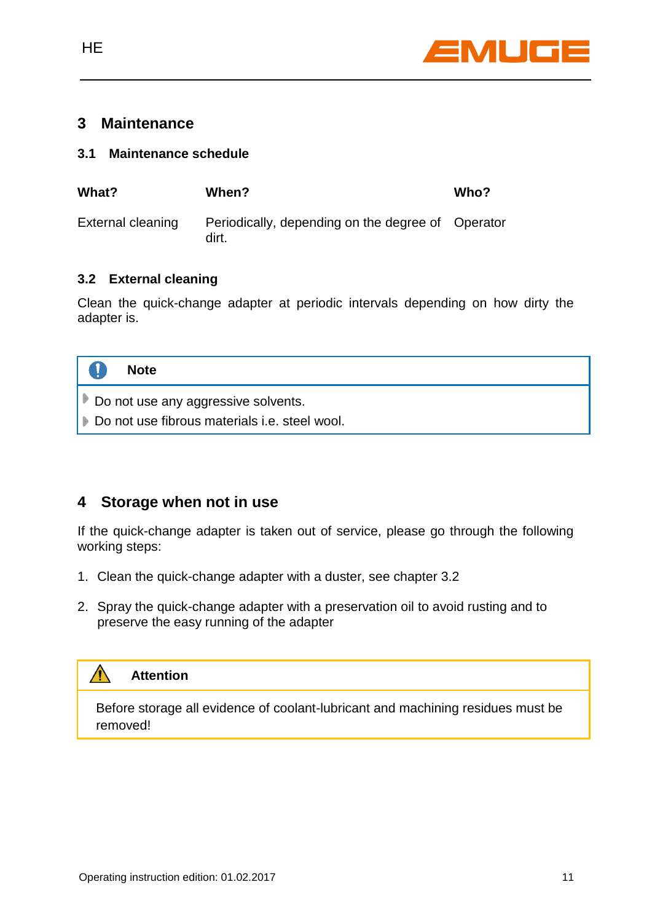# 3 Maintenance

## 3.1 Maintenance schedule

| What? | When? | Who? |
|---|---|---|
| External cleaning | Periodically, depending on the degree of dirt. | Operator |

## 3.2 External cleaning

Clean the quick-change adapter at periodic intervals depending on how dirty the adapter is.

> **Note**
>
> - Do not use any aggressive solvents.
> - Do not use fibrous materials i.e. steel wool.

# 4 Storage when not in use

If the quick-change adapter is taken out of service, please go through the following working steps:

1. Clean the quick-change adapter with a duster, see chapter 3.2
2. Spray the quick-change adapter with a preservation oil to avoid rusting and to preserve the easy running of the adapter

> **Attention**
>
> Before storage all evidence of coolant-lubricant and machining residues must be removed!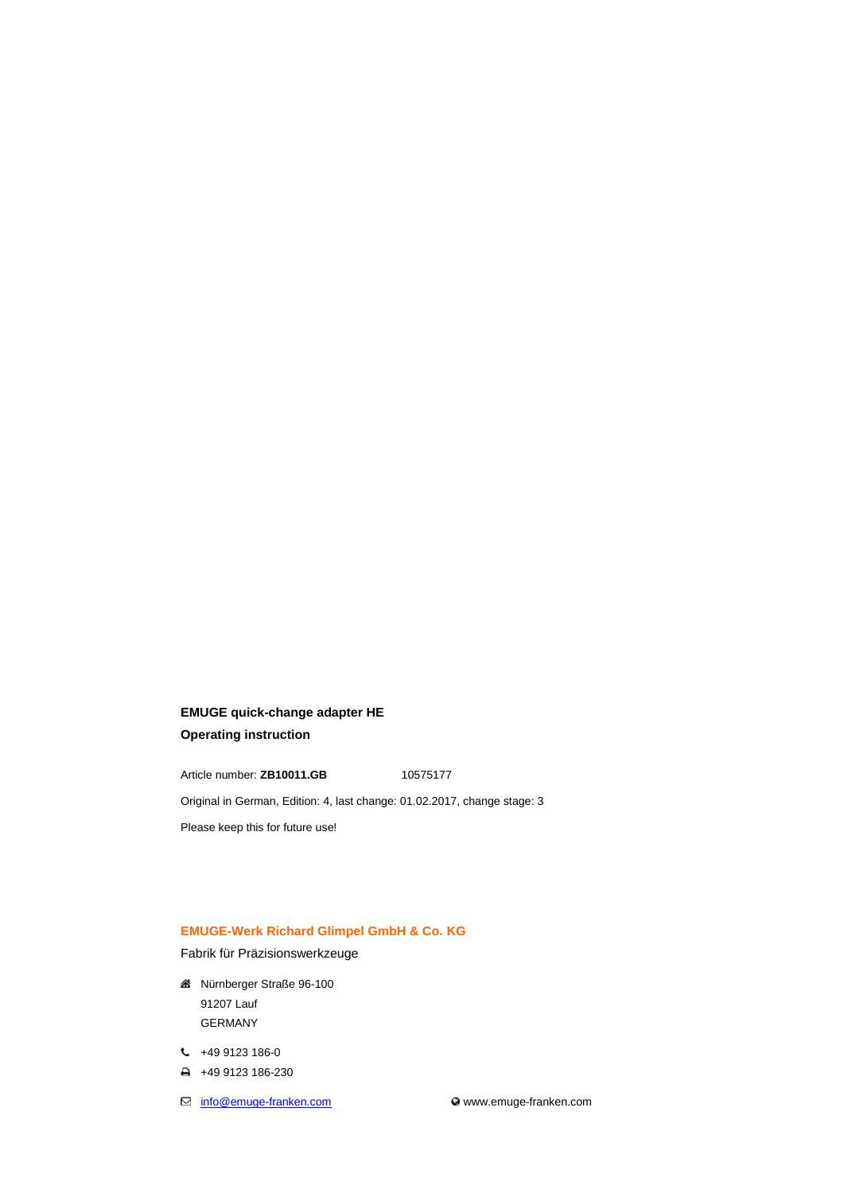**EMUGE quick-change adapter HE**

**Operating instruction**

Article number: **ZB10011.GB** 10575177

Original in German, Edition: 4, last change: 01.02.2017, change stage: 3

Please keep this for future use!

**EMUGE-Werk Richard Glimpel GmbH & Co. KG**

Fabrik für Präzisionswerkzeuge

Nürnberger Straße 96-100
91207 Lauf
GERMANY

+49 9123 186-0

+49 9123 186-230

info@emuge-franken.com

www.emuge-franken.com